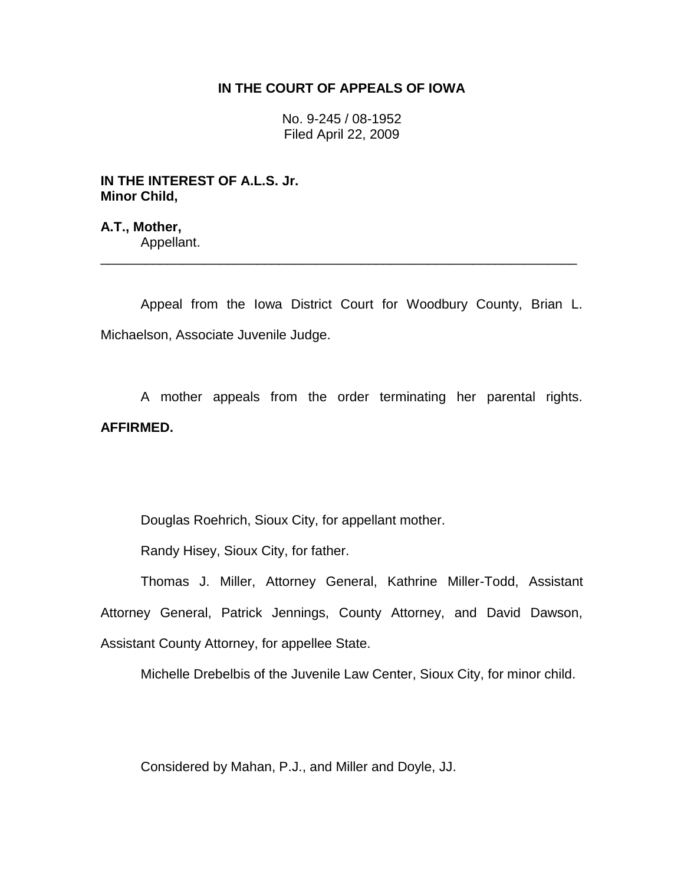**IN THE COURT OF APPEALS OF IOWA**

No. 9-245 / 08-1952
Filed April 22, 2009

**IN THE INTEREST OF A.L.S. Jr.**
**Minor Child,**

**A.T., Mother,**
Appellant.

---

Appeal from the Iowa District Court for Woodbury County, Brian L. Michaelson, Associate Juvenile Judge.

A mother appeals from the order terminating her parental rights. **AFFIRMED.**

Douglas Roehrich, Sioux City, for appellant mother.

Randy Hisey, Sioux City, for father.

Thomas J. Miller, Attorney General, Kathrine Miller-Todd, Assistant Attorney General, Patrick Jennings, County Attorney, and David Dawson, Assistant County Attorney, for appellee State.

Michelle Drebelbis of the Juvenile Law Center, Sioux City, for minor child.

Considered by Mahan, P.J., and Miller and Doyle, JJ.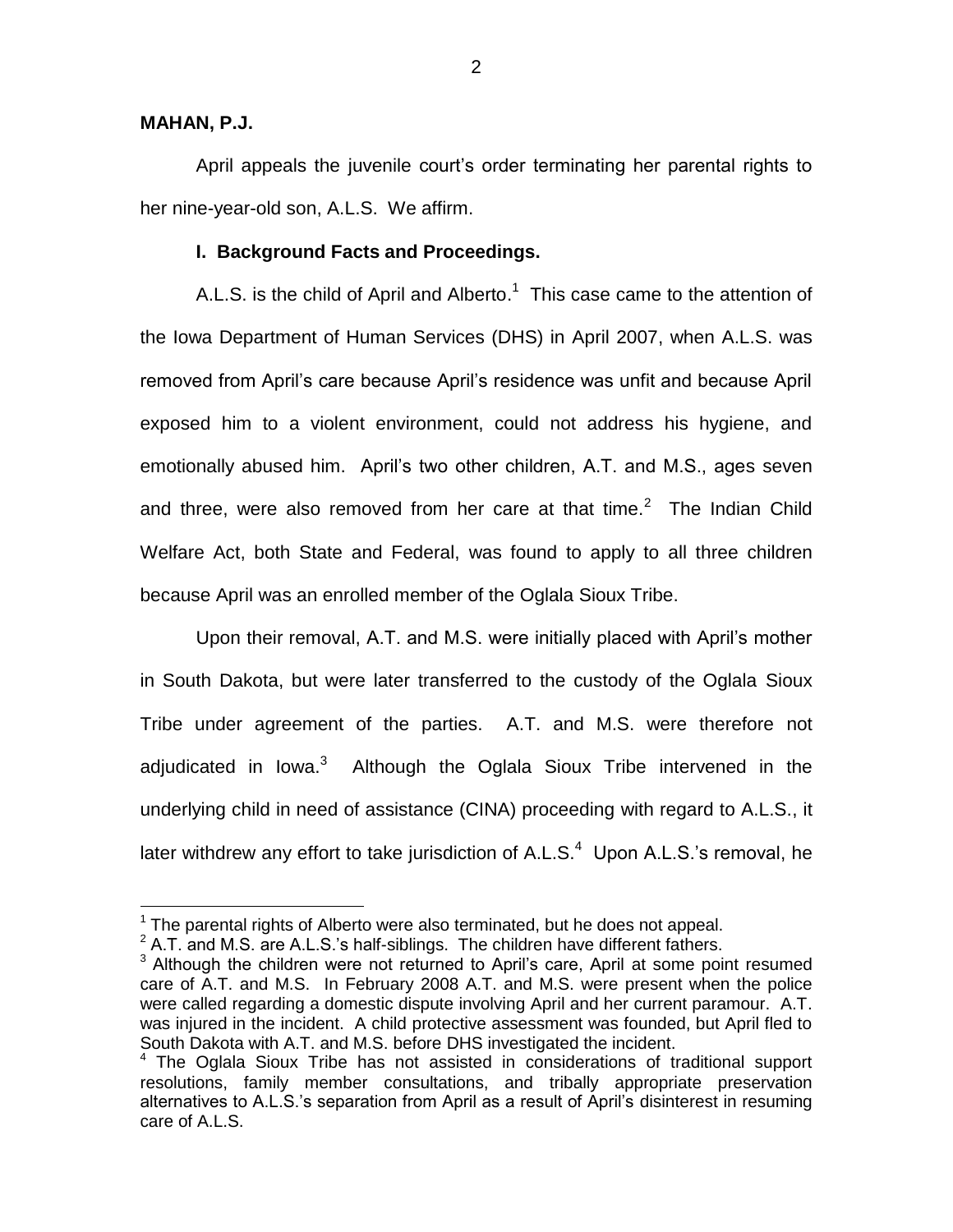**MAHAN, P.J.**

April appeals the juvenile court's order terminating her parental rights to her nine-year-old son, A.L.S. We affirm.

**I. Background Facts and Proceedings.**

A.L.S. is the child of April and Alberto.[1] This case came to the attention of the Iowa Department of Human Services (DHS) in April 2007, when A.L.S. was removed from April's care because April's residence was unfit and because April exposed him to a violent environment, could not address his hygiene, and emotionally abused him. April's two other children, A.T. and M.S., ages seven and three, were also removed from her care at that time.[2] The Indian Child Welfare Act, both State and Federal, was found to apply to all three children because April was an enrolled member of the Oglala Sioux Tribe.

Upon their removal, A.T. and M.S. were initially placed with April's mother in South Dakota, but were later transferred to the custody of the Oglala Sioux Tribe under agreement of the parties. A.T. and M.S. were therefore not adjudicated in Iowa.[3] Although the Oglala Sioux Tribe intervened in the underlying child in need of assistance (CINA) proceeding with regard to A.L.S., it later withdrew any effort to take jurisdiction of A.L.S.[4] Upon A.L.S.'s removal, he

---

[1] The parental rights of Alberto were also terminated, but he does not appeal.

[2] A.T. and M.S. are A.L.S.'s half-siblings. The children have different fathers.

[3] Although the children were not returned to April's care, April at some point resumed care of A.T. and M.S. In February 2008 A.T. and M.S. were present when the police were called regarding a domestic dispute involving April and her current paramour. A.T. was injured in the incident. A child protective assessment was founded, but April fled to South Dakota with A.T. and M.S. before DHS investigated the incident.

[4] The Oglala Sioux Tribe has not assisted in considerations of traditional support resolutions, family member consultations, and tribally appropriate preservation alternatives to A.L.S.'s separation from April as a result of April's disinterest in resuming care of A.L.S.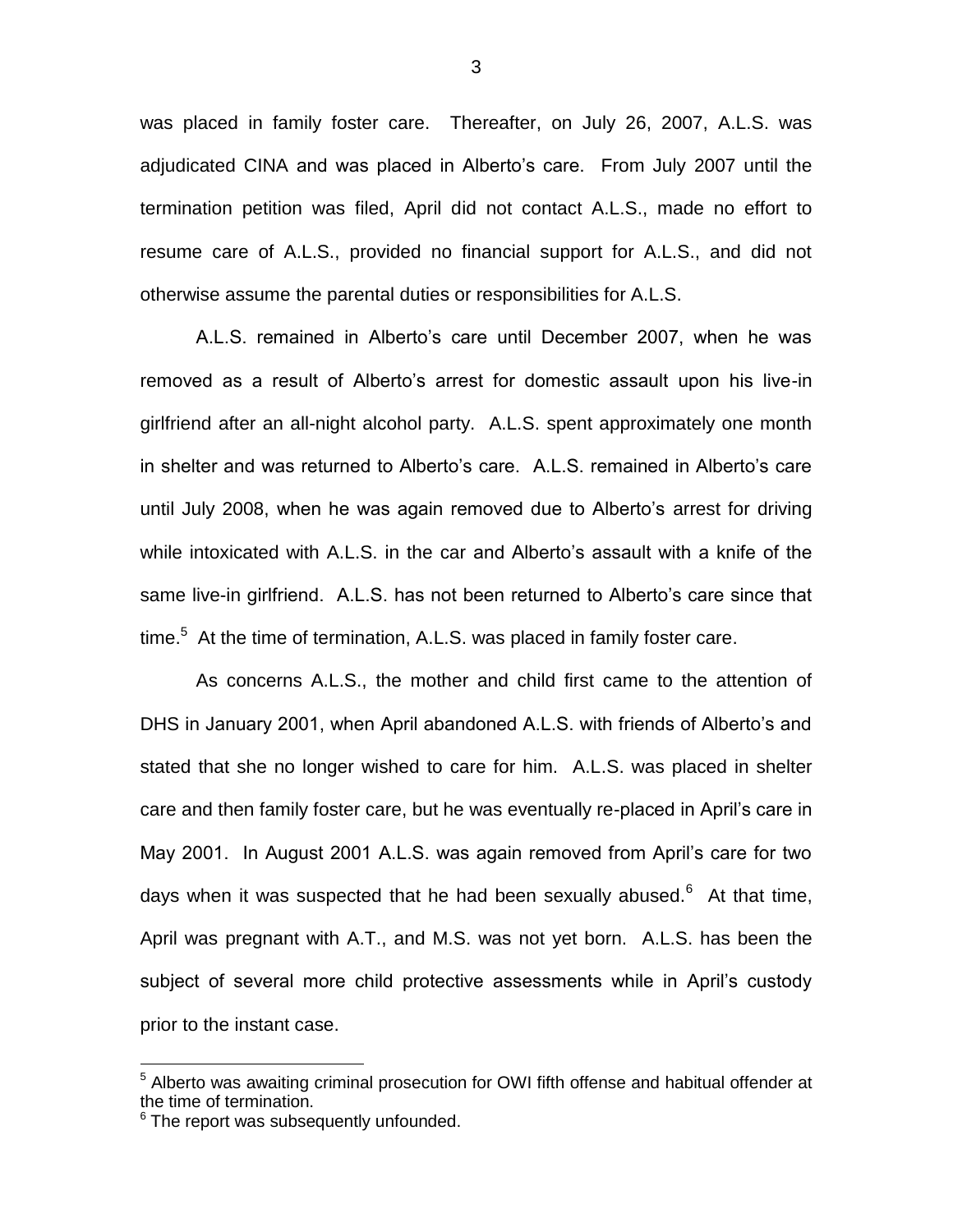was placed in family foster care. Thereafter, on July 26, 2007, A.L.S. was adjudicated CINA and was placed in Alberto's care. From July 2007 until the termination petition was filed, April did not contact A.L.S., made no effort to resume care of A.L.S., provided no financial support for A.L.S., and did not otherwise assume the parental duties or responsibilities for A.L.S.

A.L.S. remained in Alberto's care until December 2007, when he was removed as a result of Alberto's arrest for domestic assault upon his live-in girlfriend after an all-night alcohol party. A.L.S. spent approximately one month in shelter and was returned to Alberto's care. A.L.S. remained in Alberto's care until July 2008, when he was again removed due to Alberto's arrest for driving while intoxicated with A.L.S. in the car and Alberto's assault with a knife of the same live-in girlfriend. A.L.S. has not been returned to Alberto's care since that time.[5] At the time of termination, A.L.S. was placed in family foster care.

As concerns A.L.S., the mother and child first came to the attention of DHS in January 2001, when April abandoned A.L.S. with friends of Alberto's and stated that she no longer wished to care for him. A.L.S. was placed in shelter care and then family foster care, but he was eventually re-placed in April's care in May 2001. In August 2001 A.L.S. was again removed from April's care for two days when it was suspected that he had been sexually abused.[6] At that time, April was pregnant with A.T., and M.S. was not yet born. A.L.S. has been the subject of several more child protective assessments while in April's custody prior to the instant case.

---

[5] Alberto was awaiting criminal prosecution for OWI fifth offense and habitual offender at the time of termination.

[6] The report was subsequently unfounded.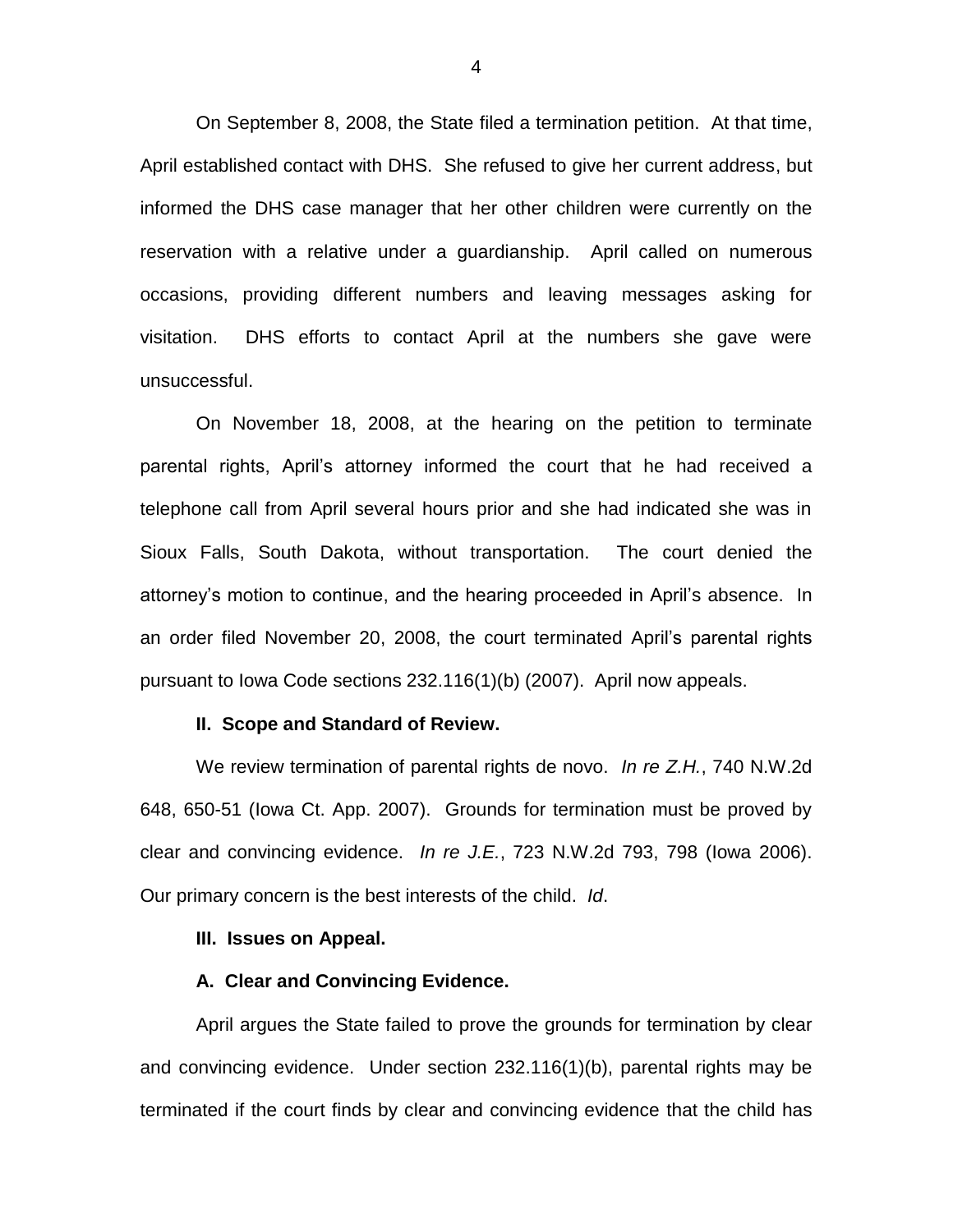On September 8, 2008, the State filed a termination petition. At that time, April established contact with DHS. She refused to give her current address, but informed the DHS case manager that her other children were currently on the reservation with a relative under a guardianship. April called on numerous occasions, providing different numbers and leaving messages asking for visitation. DHS efforts to contact April at the numbers she gave were unsuccessful.

On November 18, 2008, at the hearing on the petition to terminate parental rights, April's attorney informed the court that he had received a telephone call from April several hours prior and she had indicated she was in Sioux Falls, South Dakota, without transportation. The court denied the attorney's motion to continue, and the hearing proceeded in April's absence. In an order filed November 20, 2008, the court terminated April's parental rights pursuant to Iowa Code sections 232.116(1)(b) (2007). April now appeals.

**II. Scope and Standard of Review.**

We review termination of parental rights de novo. *In re Z.H.*, 740 N.W.2d 648, 650-51 (Iowa Ct. App. 2007). Grounds for termination must be proved by clear and convincing evidence. *In re J.E.*, 723 N.W.2d 793, 798 (Iowa 2006). Our primary concern is the best interests of the child. *Id*.

**III. Issues on Appeal.**

**A. Clear and Convincing Evidence.**

April argues the State failed to prove the grounds for termination by clear and convincing evidence. Under section 232.116(1)(b), parental rights may be terminated if the court finds by clear and convincing evidence that the child has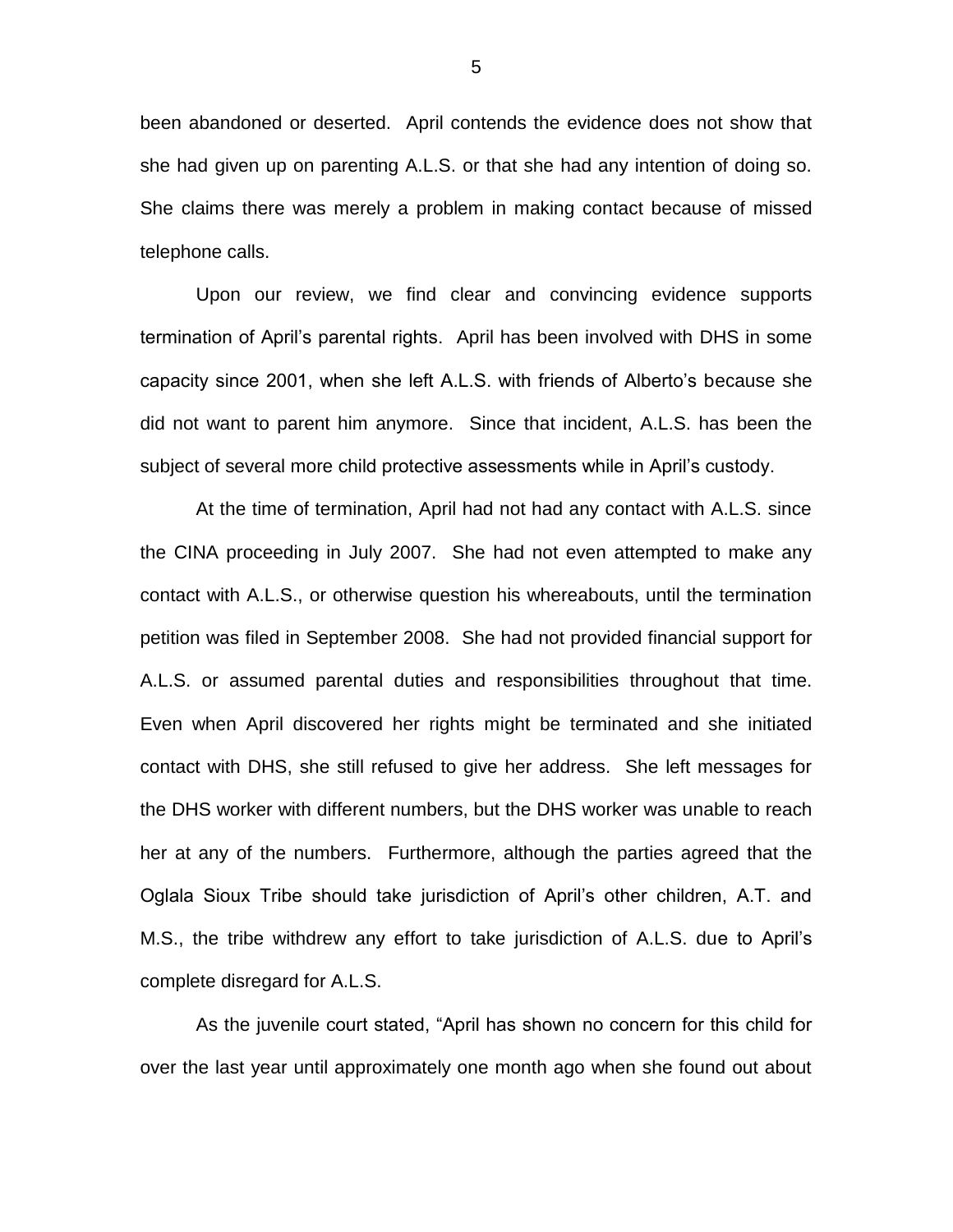been abandoned or deserted. April contends the evidence does not show that she had given up on parenting A.L.S. or that she had any intention of doing so. She claims there was merely a problem in making contact because of missed telephone calls.

Upon our review, we find clear and convincing evidence supports termination of April's parental rights. April has been involved with DHS in some capacity since 2001, when she left A.L.S. with friends of Alberto's because she did not want to parent him anymore. Since that incident, A.L.S. has been the subject of several more child protective assessments while in April's custody.

At the time of termination, April had not had any contact with A.L.S. since the CINA proceeding in July 2007. She had not even attempted to make any contact with A.L.S., or otherwise question his whereabouts, until the termination petition was filed in September 2008. She had not provided financial support for A.L.S. or assumed parental duties and responsibilities throughout that time. Even when April discovered her rights might be terminated and she initiated contact with DHS, she still refused to give her address. She left messages for the DHS worker with different numbers, but the DHS worker was unable to reach her at any of the numbers. Furthermore, although the parties agreed that the Oglala Sioux Tribe should take jurisdiction of April's other children, A.T. and M.S., the tribe withdrew any effort to take jurisdiction of A.L.S. due to April's complete disregard for A.L.S.

As the juvenile court stated, "April has shown no concern for this child for over the last year until approximately one month ago when she found out about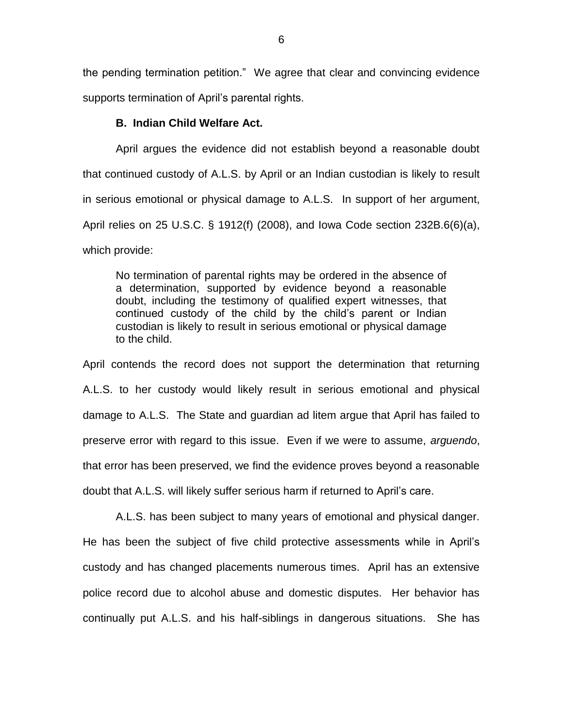the pending termination petition." We agree that clear and convincing evidence supports termination of April's parental rights.

**B. Indian Child Welfare Act.**

April argues the evidence did not establish beyond a reasonable doubt that continued custody of A.L.S. by April or an Indian custodian is likely to result in serious emotional or physical damage to A.L.S. In support of her argument, April relies on 25 U.S.C. § 1912(f) (2008), and Iowa Code section 232B.6(6)(a), which provide:

> No termination of parental rights may be ordered in the absence of a determination, supported by evidence beyond a reasonable doubt, including the testimony of qualified expert witnesses, that continued custody of the child by the child's parent or Indian custodian is likely to result in serious emotional or physical damage to the child.

April contends the record does not support the determination that returning A.L.S. to her custody would likely result in serious emotional and physical damage to A.L.S. The State and guardian ad litem argue that April has failed to preserve error with regard to this issue. Even if we were to assume, *arguendo*, that error has been preserved, we find the evidence proves beyond a reasonable doubt that A.L.S. will likely suffer serious harm if returned to April's care.

A.L.S. has been subject to many years of emotional and physical danger. He has been the subject of five child protective assessments while in April's custody and has changed placements numerous times. April has an extensive police record due to alcohol abuse and domestic disputes. Her behavior has continually put A.L.S. and his half-siblings in dangerous situations. She has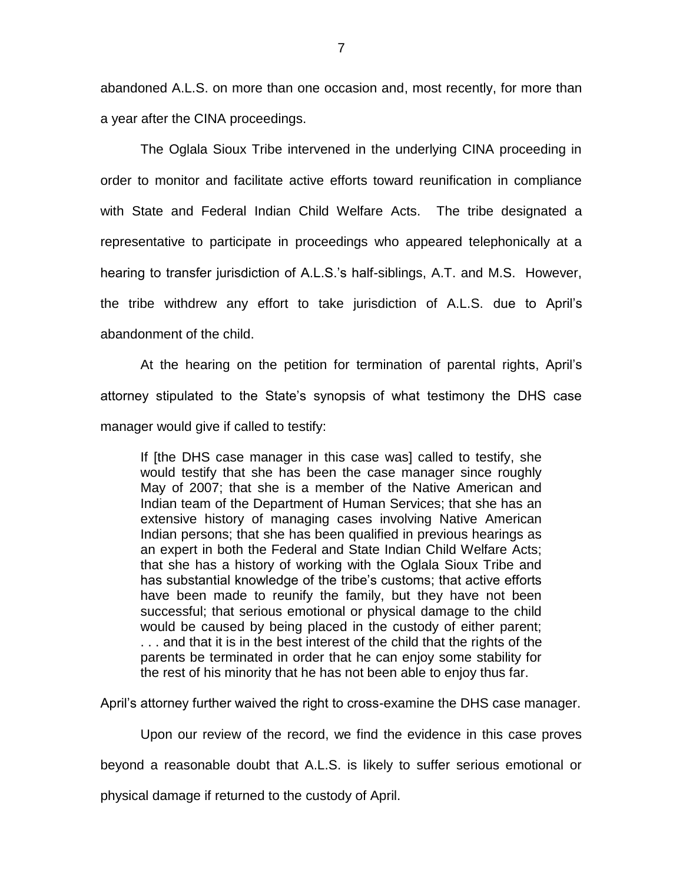abandoned A.L.S. on more than one occasion and, most recently, for more than a year after the CINA proceedings.

The Oglala Sioux Tribe intervened in the underlying CINA proceeding in order to monitor and facilitate active efforts toward reunification in compliance with State and Federal Indian Child Welfare Acts. The tribe designated a representative to participate in proceedings who appeared telephonically at a hearing to transfer jurisdiction of A.L.S.'s half-siblings, A.T. and M.S. However, the tribe withdrew any effort to take jurisdiction of A.L.S. due to April's abandonment of the child.

At the hearing on the petition for termination of parental rights, April's attorney stipulated to the State's synopsis of what testimony the DHS case manager would give if called to testify:

> If [the DHS case manager in this case was] called to testify, she would testify that she has been the case manager since roughly May of 2007; that she is a member of the Native American and Indian team of the Department of Human Services; that she has an extensive history of managing cases involving Native American Indian persons; that she has been qualified in previous hearings as an expert in both the Federal and State Indian Child Welfare Acts; that she has a history of working with the Oglala Sioux Tribe and has substantial knowledge of the tribe's customs; that active efforts have been made to reunify the family, but they have not been successful; that serious emotional or physical damage to the child would be caused by being placed in the custody of either parent; . . . and that it is in the best interest of the child that the rights of the parents be terminated in order that he can enjoy some stability for the rest of his minority that he has not been able to enjoy thus far.

April's attorney further waived the right to cross-examine the DHS case manager.

Upon our review of the record, we find the evidence in this case proves beyond a reasonable doubt that A.L.S. is likely to suffer serious emotional or physical damage if returned to the custody of April.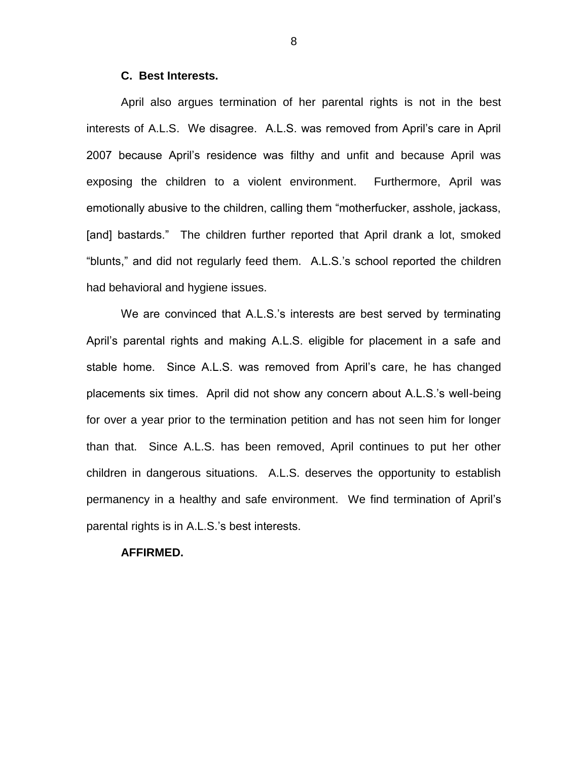### C. Best Interests.

April also argues termination of her parental rights is not in the best interests of A.L.S. We disagree. A.L.S. was removed from April's care in April 2007 because April's residence was filthy and unfit and because April was exposing the children to a violent environment. Furthermore, April was emotionally abusive to the children, calling them "motherfucker, asshole, jackass, [and] bastards." The children further reported that April drank a lot, smoked "blunts," and did not regularly feed them. A.L.S.'s school reported the children had behavioral and hygiene issues.

We are convinced that A.L.S.'s interests are best served by terminating April's parental rights and making A.L.S. eligible for placement in a safe and stable home. Since A.L.S. was removed from April's care, he has changed placements six times. April did not show any concern about A.L.S.'s well-being for over a year prior to the termination petition and has not seen him for longer than that. Since A.L.S. has been removed, April continues to put her other children in dangerous situations. A.L.S. deserves the opportunity to establish permanency in a healthy and safe environment. We find termination of April's parental rights is in A.L.S.'s best interests.

**AFFIRMED.**